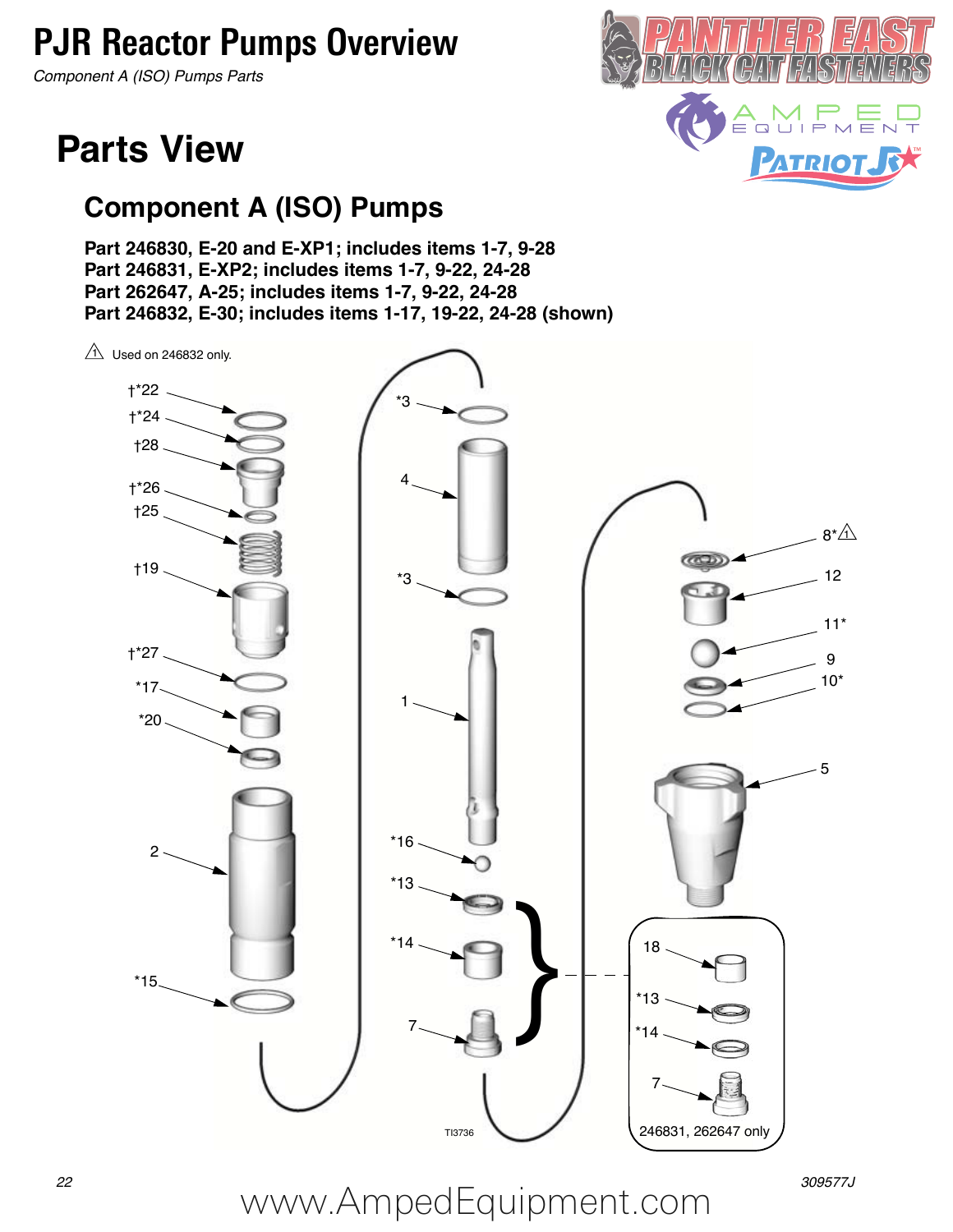# PJR Reactor Pumps Overview

*Component A (ISO) Pumps Parts*

## Parts View

### Component A (ISO) Pumps

**Part 246830, E-20 and E-XP1; includes items 1-7, 9-28**
**Part 246831, E-XP2; includes items 1-7, 9-22, 24-28**
**Part 262647, A-25; includes items 1-7, 9-22, 24-28**
**Part 246832, E-30; includes items 1-17, 19-22, 24-28 (shown)**

⚠1 Used on 246832 only.

†*22
†*24
†28
†*26
†25
†19
†*27
*17
*20
2
*15
*3
4
*3
1
*16
*13
*14
7
8*⚠1
12
11*
9
10*
5
18
*13
*14
7
246831, 262647 only

TI3736

www.AmpedEquipment.com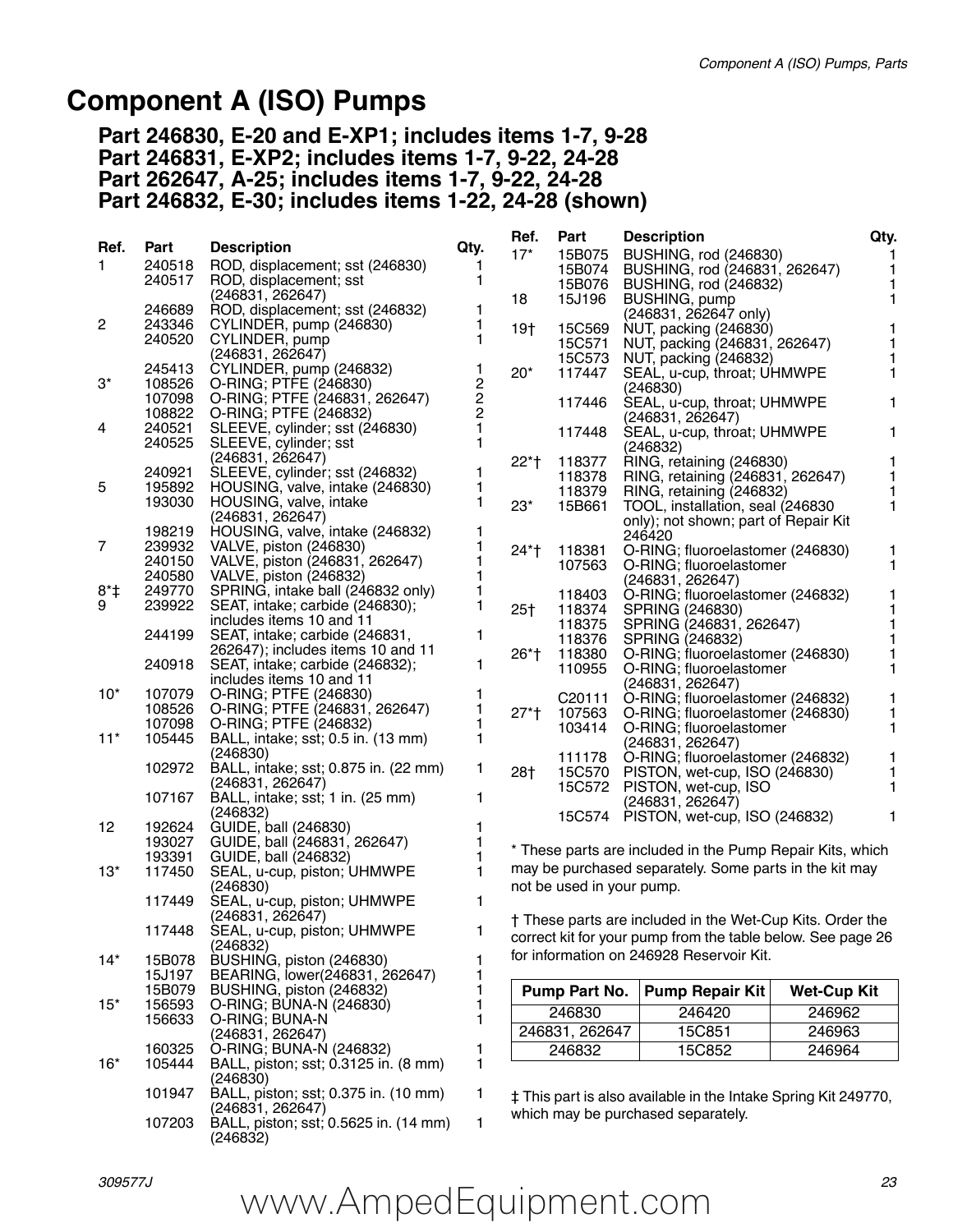# Component A (ISO) Pumps

### Part 246830, E-20 and E-XP1; includes items 1-7, 9-28
### Part 246831, E-XP2; includes items 1-7, 9-22, 24-28
### Part 262647, A-25; includes items 1-7, 9-22, 24-28
### Part 246832, E-30; includes items 1-22, 24-28 (shown)

| Ref. | Part | Description | Qty. |
|---|---|---|---|
| 1 | 240518 | ROD, displacement; sst (246830) | 1 |
| | 240517 | ROD, displacement; sst (246831, 262647) | 1 |
| | 246689 | ROD, displacement; sst (246832) | 1 |
| 2 | 243346 | CYLINDER, pump (246830) | 1 |
| | 240520 | CYLINDER, pump (246831, 262647) | 1 |
| | 245413 | CYLINDER, pump (246832) | 1 |
| 3* | 108526 | O-RING; PTFE (246830) | 2 |
| | 107098 | O-RING; PTFE (246831, 262647) | 2 |
| | 108822 | O-RING; PTFE (246832) | 2 |
| 4 | 240521 | SLEEVE, cylinder; sst (246830) | 1 |
| | 240525 | SLEEVE, cylinder; sst (246831, 262647) | 1 |
| | 240921 | SLEEVE, cylinder; sst (246832) | 1 |
| 5 | 195892 | HOUSING, valve, intake (246830) | 1 |
| | 193030 | HOUSING, valve, intake (246831, 262647) | 1 |
| | 198219 | HOUSING, valve, intake (246832) | 1 |
| 7 | 239932 | VALVE, piston (246830) | 1 |
| | 240150 | VALVE, piston (246831, 262647) | 1 |
| | 240580 | VALVE, piston (246832) | 1 |
| 8*‡ | 249770 | SPRING, intake ball (246832 only) | 1 |
| 9 | 239922 | SEAT, intake; carbide (246830); includes items 10 and 11 | 1 |
| | 244199 | SEAT, intake; carbide (246831, 262647); includes items 10 and 11 | 1 |
| | 240918 | SEAT, intake; carbide (246832); includes items 10 and 11 | 1 |
| 10* | 107079 | O-RING; PTFE (246830) | 1 |
| | 108526 | O-RING; PTFE (246831, 262647) | 1 |
| | 107098 | O-RING; PTFE (246832) | 1 |
| 11* | 105445 | BALL, intake; sst; 0.5 in. (13 mm) (246830) | 1 |
| | 102972 | BALL, intake; sst; 0.875 in. (22 mm) (246831, 262647) | 1 |
| | 107167 | BALL, intake; sst; 1 in. (25 mm) (246832) | 1 |
| 12 | 192624 | GUIDE, ball (246830) | 1 |
| | 193027 | GUIDE, ball (246831, 262647) | 1 |
| | 193391 | GUIDE, ball (246832) | 1 |
| 13* | 117450 | SEAL, u-cup, piston; UHMWPE (246830) | 1 |
| | 117449 | SEAL, u-cup, piston; UHMWPE (246831, 262647) | 1 |
| | 117448 | SEAL, u-cup, piston; UHMWPE (246832) | 1 |
| 14* | 15B078 | BUSHING, piston (246830) | 1 |
| | 15J197 | BEARING, lower(246831, 262647) | 1 |
| | 15B079 | BUSHING, piston (246832) | 1 |
| 15* | 156593 | O-RING; BUNA-N (246830) | 1 |
| | 156633 | O-RING; BUNA-N (246831, 262647) | 1 |
| | 160325 | O-RING; BUNA-N (246832) | 1 |
| 16* | 105444 | BALL, piston; sst; 0.3125 in. (8 mm) (246830) | 1 |
| | 101947 | BALL, piston; sst; 0.375 in. (10 mm) (246831, 262647) | 1 |
| | 107203 | BALL, piston; sst; 0.5625 in. (14 mm) (246832) | 1 |
| 17* | 15B075 | BUSHING, rod (246830) | 1 |
| | 15B074 | BUSHING, rod (246831, 262647) | 1 |
| | 15B076 | BUSHING, rod (246832) | 1 |
| 18 | 15J196 | BUSHING, pump (246831, 262647 only) | 1 |
| 19† | 15C569 | NUT, packing (246830) | 1 |
| | 15C571 | NUT, packing (246831, 262647) | 1 |
| | 15C573 | NUT, packing (246832) | 1 |
| 20* | 117447 | SEAL, u-cup, throat; UHMWPE (246830) | 1 |
| | 117446 | SEAL, u-cup, throat; UHMWPE (246831, 262647) | 1 |
| | 117448 | SEAL, u-cup, throat; UHMWPE (246832) | 1 |
| 22*† | 118377 | RING, retaining (246830) | 1 |
| | 118378 | RING, retaining (246831, 262647) | 1 |
| | 118379 | RING, retaining (246832) | 1 |
| 23* | 15B661 | TOOL, installation, seal (246830 only); not shown; part of Repair Kit 246420 | 1 |
| 24*† | 118381 | O-RING; fluoroelastomer (246830) | 1 |
| | 107563 | O-RING; fluoroelastomer (246831, 262647) | 1 |
| | 118403 | O-RING; fluoroelastomer (246832) | 1 |
| 25† | 118374 | SPRING (246830) | 1 |
| | 118375 | SPRING (246831, 262647) | 1 |
| | 118376 | SPRING (246832) | 1 |
| 26*† | 118380 | O-RING; fluoroelastomer (246830) | 1 |
| | 110955 | O-RING; fluoroelastomer (246831, 262647) | 1 |
| | C20111 | O-RING; fluoroelastomer (246832) | 1 |
| 27*† | 107563 | O-RING; fluoroelastomer (246830) | 1 |
| | 103414 | O-RING; fluoroelastomer (246831, 262647) | 1 |
| | 111178 | O-RING; fluoroelastomer (246832) | 1 |
| 28† | 15C570 | PISTON, wet-cup, ISO (246830) | 1 |
| | 15C572 | PISTON, wet-cup, ISO (246831, 262647) | 1 |
| | 15C574 | PISTON, wet-cup, ISO (246832) | 1 |

\* These parts are included in the Pump Repair Kits, which may be purchased separately. Some parts in the kit may not be used in your pump.

† These parts are included in the Wet-Cup Kits. Order the correct kit for your pump from the table below. See page 26 for information on 246928 Reservoir Kit.

| Pump Part No. | Pump Repair Kit | Wet-Cup Kit |
|---|---|---|
| 246830 | 246420 | 246962 |
| 246831, 262647 | 15C851 | 246963 |
| 246832 | 15C852 | 246964 |

‡ This part is also available in the Intake Spring Kit 249770, which may be purchased separately.

www.AmpedEquipment.com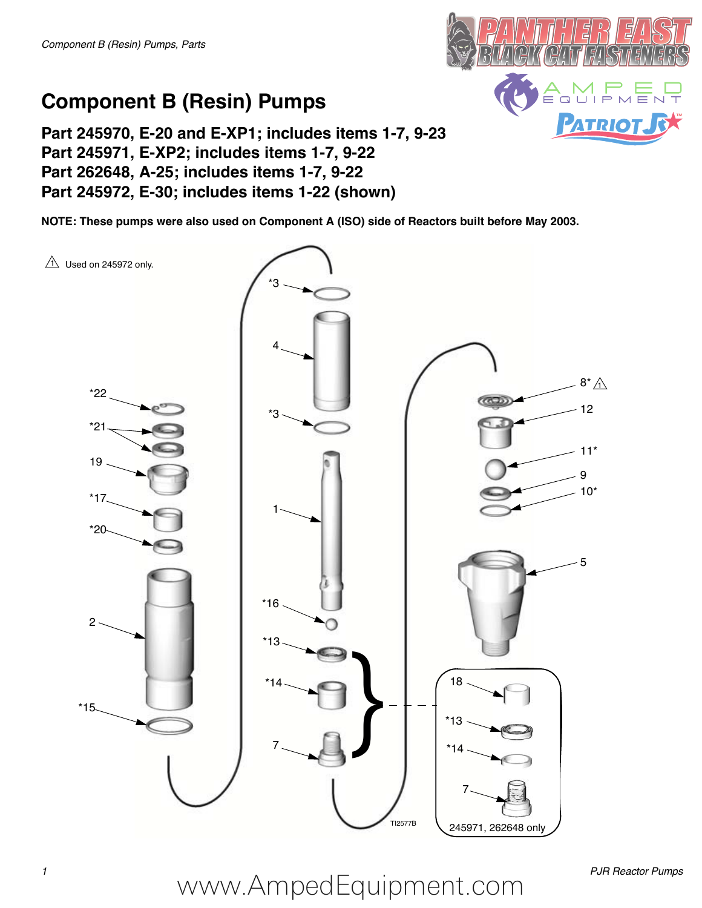# Component B (Resin) Pumps

### Part 245970, E-20 and E-XP1; includes items 1-7, 9-23
### Part 245971, E-XP2; includes items 1-7, 9-22
### Part 262648, A-25; includes items 1-7, 9-22
### Part 245972, E-30; includes items 1-22 (shown)

**NOTE: These pumps were also used on Component A (ISO) side of Reactors built before May 2003.**

⚠1 Used on 245972 only.

*3

4

*3

1

*16

*13

*14

7

*22

*21

19

*17

*20

2

*15

8* ⚠1

12

11*

9

10*

5

18

*13

*14

7

245971, 262648 only

TI2577B

www.AmpedEquipment.com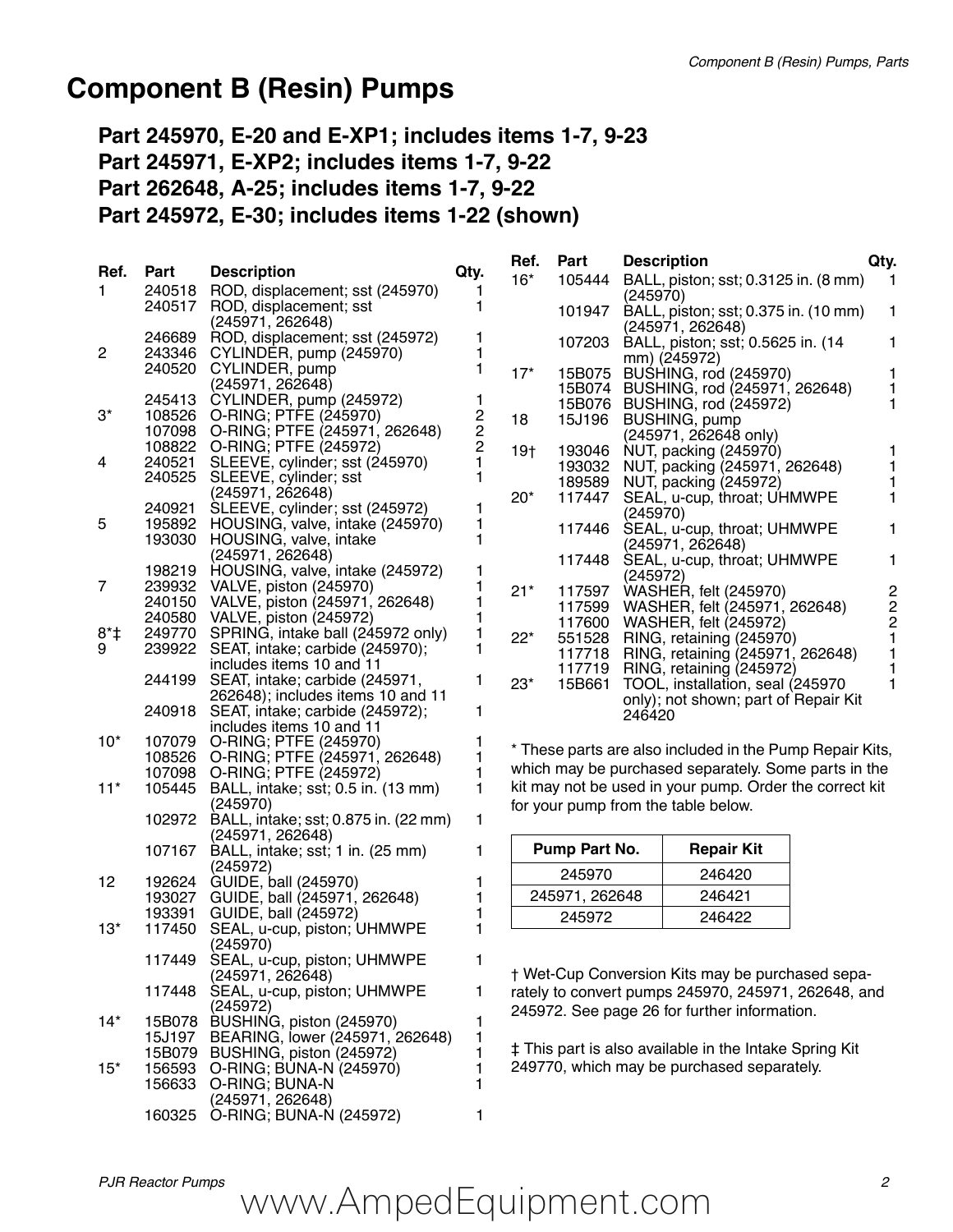# Component B (Resin) Pumps

### Part 245970, E-20 and E-XP1; includes items 1-7, 9-23
### Part 245971, E-XP2; includes items 1-7, 9-22
### Part 262648, A-25; includes items 1-7, 9-22
### Part 245972, E-30; includes items 1-22 (shown)

| Ref. | Part | Description | Qty. |
|---|---|---|---|
| 1 | 240518 | ROD, displacement; sst (245970) | 1 |
| | 240517 | ROD, displacement; sst (245971, 262648) | 1 |
| | 246689 | ROD, displacement; sst (245972) | 1 |
| 2 | 243346 | CYLINDER, pump (245970) | 1 |
| | 240520 | CYLINDER, pump (245971, 262648) | 1 |
| | 245413 | CYLINDER, pump (245972) | 1 |
| 3* | 108526 | O-RING; PTFE (245970) | 2 |
| | 107098 | O-RING; PTFE (245971, 262648) | 2 |
| | 108822 | O-RING; PTFE (245972) | 2 |
| 4 | 240521 | SLEEVE, cylinder; sst (245970) | 1 |
| | 240525 | SLEEVE, cylinder; sst (245971, 262648) | 1 |
| | 240921 | SLEEVE, cylinder; sst (245972) | 1 |
| 5 | 195892 | HOUSING, valve, intake (245970) | 1 |
| | 193030 | HOUSING, valve, intake (245971, 262648) | 1 |
| | 198219 | HOUSING, valve, intake (245972) | 1 |
| 7 | 239932 | VALVE, piston (245970) | 1 |
| | 240150 | VALVE, piston (245971, 262648) | 1 |
| | 240580 | VALVE, piston (245972) | 1 |
| 8*‡ | 249770 | SPRING, intake ball (245972 only) | 1 |
| 9 | 239922 | SEAT, intake; carbide (245970); includes items 10 and 11 | 1 |
| | 244199 | SEAT, intake; carbide (245971, 262648); includes items 10 and 11 | 1 |
| | 240918 | SEAT, intake; carbide (245972); includes items 10 and 11 | 1 |
| 10* | 107079 | O-RING; PTFE (245970) | 1 |
| | 108526 | O-RING; PTFE (245971, 262648) | 1 |
| | 107098 | O-RING; PTFE (245972) | 1 |
| 11* | 105445 | BALL, intake; sst; 0.5 in. (13 mm) (245970) | 1 |
| | 102972 | BALL, intake; sst; 0.875 in. (22 mm) (245971, 262648) | 1 |
| | 107167 | BALL, intake; sst; 1 in. (25 mm) (245972) | 1 |
| 12 | 192624 | GUIDE, ball (245970) | 1 |
| | 193027 | GUIDE, ball (245971, 262648) | 1 |
| | 193391 | GUIDE, ball (245972) | 1 |
| 13* | 117450 | SEAL, u-cup, piston; UHMWPE (245970) | 1 |
| | 117449 | SEAL, u-cup, piston; UHMWPE (245971, 262648) | 1 |
| | 117448 | SEAL, u-cup, piston; UHMWPE (245972) | 1 |
| 14* | 15B078 | BUSHING, piston (245970) | 1 |
| | 15J197 | BEARING, lower (245971, 262648) | 1 |
| | 15B079 | BUSHING, piston (245972) | 1 |
| 15* | 156593 | O-RING; BUNA-N (245970) | 1 |
| | 156633 | O-RING; BUNA-N (245971, 262648) | 1 |
| | 160325 | O-RING; BUNA-N (245972) | 1 |
| 16* | 105444 | BALL, piston; sst; 0.3125 in. (8 mm) (245970) | 1 |
| | 101947 | BALL, piston; sst; 0.375 in. (10 mm) (245971, 262648) | 1 |
| | 107203 | BALL, piston; sst; 0.5625 in. (14 mm) (245972) | 1 |
| 17* | 15B075 | BUSHING, rod (245970) | 1 |
| | 15B074 | BUSHING, rod (245971, 262648) | 1 |
| | 15B076 | BUSHING, rod (245972) | 1 |
| 18 | 15J196 | BUSHING, pump (245971, 262648 only) | |
| 19† | 193046 | NUT, packing (245970) | 1 |
| | 193032 | NUT, packing (245971, 262648) | 1 |
| | 189589 | NUT, packing (245972) | 1 |
| 20* | 117447 | SEAL, u-cup, throat; UHMWPE (245970) | 1 |
| | 117446 | SEAL, u-cup, throat; UHMWPE (245971, 262648) | 1 |
| | 117448 | SEAL, u-cup, throat; UHMWPE (245972) | 1 |
| 21* | 117597 | WASHER, felt (245970) | 2 |
| | 117599 | WASHER, felt (245971, 262648) | 2 |
| | 117600 | WASHER, felt (245972) | 2 |
| 22* | 551528 | RING, retaining (245970) | 1 |
| | 117718 | RING, retaining (245971, 262648) | 1 |
| | 117719 | RING, retaining (245972) | 1 |
| 23* | 15B661 | TOOL, installation, seal (245970 only); not shown; part of Repair Kit 246420 | 1 |

* These parts are also included in the Pump Repair Kits, which may be purchased separately. Some parts in the kit may not be used in your pump. Order the correct kit for your pump from the table below.

| Pump Part No. | Repair Kit |
|---|---|
| 245970 | 246420 |
| 245971, 262648 | 246421 |
| 245972 | 246422 |

† Wet-Cup Conversion Kits may be purchased separately to convert pumps 245970, 245971, 262648, and 245972. See page 26 for further information.

‡ This part is also available in the Intake Spring Kit 249770, which may be purchased separately.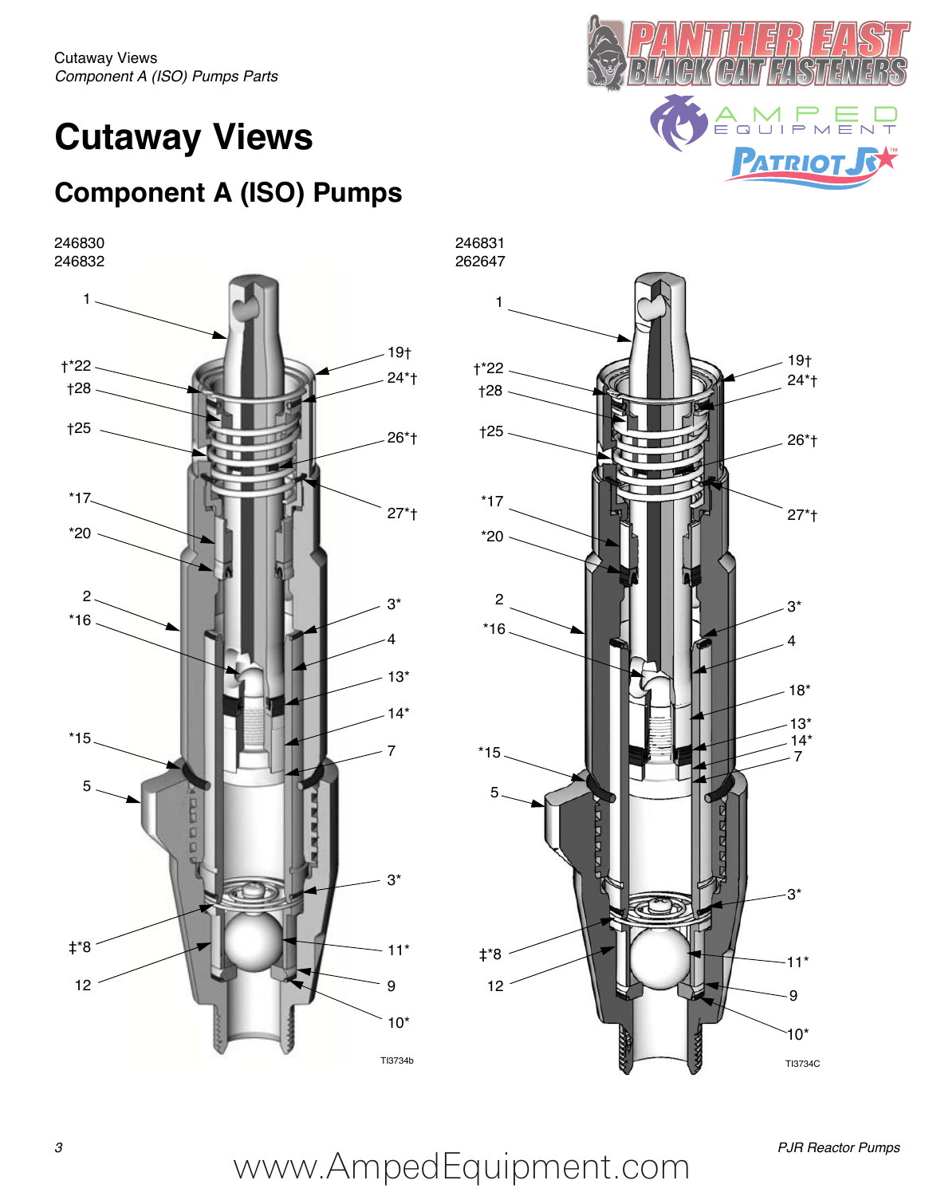# Cutaway Views

## Component A (ISO) Pumps

246830
246832

1
†*22
†28
†25
*17
*20
2
*16
*15
5
‡*8
12
19†
24*†
26*†
27*†
3*
4
13*
14*
7
3*
11*
9
10*

TI3734b

246831
262647

1
†*22
†28
†25
*17
*20
2
*16
*15
5
‡*8
12
19†
24*†
26*†
27*†
3*
4
18*
13*
14*
7
3*
11*
9
10*

TI3734C

www.AmpedEquipment.com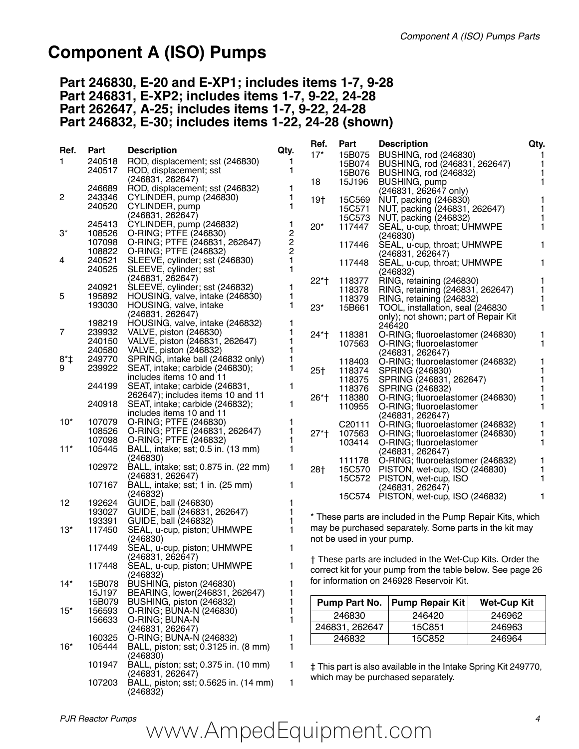# Component A (ISO) Pumps

### Part 246830, E-20 and E-XP1; includes items 1-7, 9-28
### Part 246831, E-XP2; includes items 1-7, 9-22, 24-28
### Part 262647, A-25; includes items 1-7, 9-22, 24-28
### Part 246832, E-30; includes items 1-22, 24-28 (shown)

| Ref. | Part | Description | Qty. |
|---|---|---|---|
| 1 | 240518 | ROD, displacement; sst (246830) | 1 |
| | 240517 | ROD, displacement; sst (246831, 262647) | 1 |
| | 246689 | ROD, displacement; sst (246832) | 1 |
| 2 | 243346 | CYLINDER, pump (246830) | 1 |
| | 240520 | CYLINDER, pump (246831, 262647) | 1 |
| | 245413 | CYLINDER, pump (246832) | 1 |
| 3* | 108526 | O-RING; PTFE (246830) | 2 |
| | 107098 | O-RING; PTFE (246831, 262647) | 2 |
| | 108822 | O-RING; PTFE (246832) | 2 |
| 4 | 240521 | SLEEVE, cylinder; sst (246830) | 1 |
| | 240525 | SLEEVE, cylinder; sst (246831, 262647) | 1 |
| | 240921 | SLEEVE, cylinder; sst (246832) | 1 |
| 5 | 195892 | HOUSING, valve, intake (246830) | 1 |
| | 193030 | HOUSING, valve, intake (246831, 262647) | 1 |
| | 198219 | HOUSING, valve, intake (246832) | 1 |
| 7 | 239932 | VALVE, piston (246830) | 1 |
| | 240150 | VALVE, piston (246831, 262647) | 1 |
| | 240580 | VALVE, piston (246832) | 1 |
| 8*‡ | 249770 | SPRING, intake ball (246832 only) | 1 |
| 9 | 239922 | SEAT, intake; carbide (246830); includes items 10 and 11 | 1 |
| | 244199 | SEAT, intake; carbide (246831, 262647); includes items 10 and 11 | 1 |
| | 240918 | SEAT, intake; carbide (246832); includes items 10 and 11 | 1 |
| 10* | 107079 | O-RING; PTFE (246830) | 1 |
| | 108526 | O-RING; PTFE (246831, 262647) | 1 |
| | 107098 | O-RING; PTFE (246832) | 1 |
| 11* | 105445 | BALL, intake; sst; 0.5 in. (13 mm) (246830) | 1 |
| | 102972 | BALL, intake; sst; 0.875 in. (22 mm) (246831, 262647) | 1 |
| | 107167 | BALL, intake; sst; 1 in. (25 mm) (246832) | 1 |
| 12 | 192624 | GUIDE, ball (246830) | 1 |
| | 193027 | GUIDE, ball (246831, 262647) | 1 |
| | 193391 | GUIDE, ball (246832) | 1 |
| 13* | 117450 | SEAL, u-cup, piston; UHMWPE (246830) | 1 |
| | 117449 | SEAL, u-cup, piston; UHMWPE (246831, 262647) | 1 |
| | 117448 | SEAL, u-cup, piston; UHMWPE (246832) | 1 |
| 14* | 15B078 | BUSHING, piston (246830) | 1 |
| | 15J197 | BEARING, lower(246831, 262647) | 1 |
| | 15B079 | BUSHING, piston (246832) | 1 |
| 15* | 156593 | O-RING; BUNA-N (246830) | 1 |
| | 156633 | O-RING; BUNA-N (246831, 262647) | 1 |
| | 160325 | O-RING; BUNA-N (246832) | 1 |
| 16* | 105444 | BALL, piston; sst; 0.3125 in. (8 mm) (246830) | 1 |
| | 101947 | BALL, piston; sst; 0.375 in. (10 mm) (246831, 262647) | 1 |
| | 107203 | BALL, piston; sst; 0.5625 in. (14 mm) (246832) | 1 |
| 17* | 15B075 | BUSHING, rod (246830) | 1 |
| | 15B074 | BUSHING, rod (246831, 262647) | 1 |
| | 15B076 | BUSHING, rod (246832) | 1 |
| 18 | 15J196 | BUSHING, pump (246831, 262647 only) | 1 |
| 19† | 15C569 | NUT, packing (246830) | 1 |
| | 15C571 | NUT, packing (246831, 262647) | 1 |
| | 15C573 | NUT, packing (246832) | 1 |
| 20* | 117447 | SEAL, u-cup, throat; UHMWPE (246830) | 1 |
| | 117446 | SEAL, u-cup, throat; UHMWPE (246831, 262647) | 1 |
| | 117448 | SEAL, u-cup, throat; UHMWPE (246832) | 1 |
| 22*† | 118377 | RING, retaining (246830) | 1 |
| | 118378 | RING, retaining (246831, 262647) | 1 |
| | 118379 | RING, retaining (246832) | 1 |
| 23* | 15B661 | TOOL, installation, seal (246830 only); not shown; part of Repair Kit 246420 | 1 |
| 24*† | 118381 | O-RING; fluoroelastomer (246830) | 1 |
| | 107563 | O-RING; fluoroelastomer (246831, 262647) | 1 |
| | 118403 | O-RING; fluoroelastomer (246832) | 1 |
| 25† | 118374 | SPRING (246830) | 1 |
| | 118375 | SPRING (246831, 262647) | 1 |
| | 118376 | SPRING (246832) | 1 |
| 26*† | 118380 | O-RING; fluoroelastomer (246830) | 1 |
| | 110955 | O-RING; fluoroelastomer (246831, 262647) | 1 |
| | C20111 | O-RING; fluoroelastomer (246832) | 1 |
| 27*† | 107563 | O-RING; fluoroelastomer (246830) | 1 |
| | 103414 | O-RING; fluoroelastomer (246831, 262647) | 1 |
| | 111178 | O-RING; fluoroelastomer (246832) | 1 |
| 28† | 15C570 | PISTON, wet-cup, ISO (246830) | 1 |
| | 15C572 | PISTON, wet-cup, ISO (246831, 262647) | 1 |
| | 15C574 | PISTON, wet-cup, ISO (246832) | 1 |

\* These parts are included in the Pump Repair Kits, which may be purchased separately. Some parts in the kit may not be used in your pump.

† These parts are included in the Wet-Cup Kits. Order the correct kit for your pump from the table below. See page 26 for information on 246928 Reservoir Kit.

| Pump Part No. | Pump Repair Kit | Wet-Cup Kit |
|---|---|---|
| 246830 | 246420 | 246962 |
| 246831, 262647 | 15C851 | 246963 |
| 246832 | 15C852 | 246964 |

‡ This part is also available in the Intake Spring Kit 249770, which may be purchased separately.

www.AmpedEquipment.com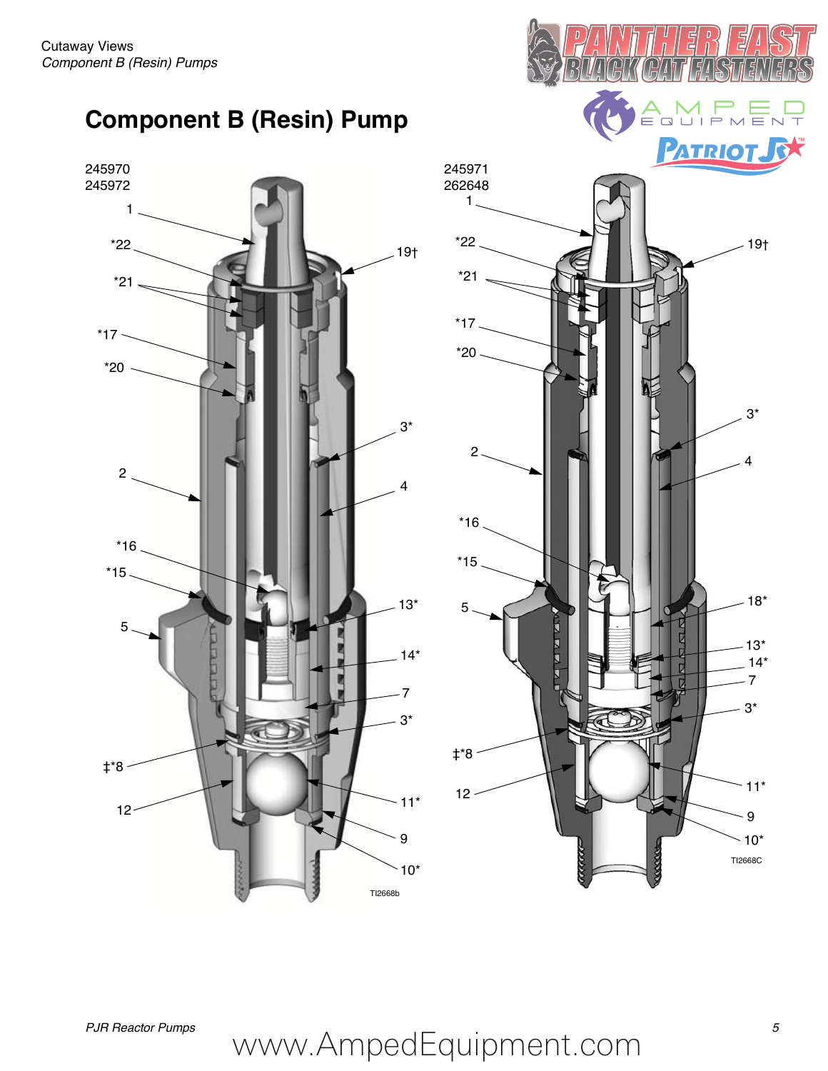# Component B (Resin) Pump

245970
245972

1
*22
*21
*17
*20
2
*16
*15
5
‡*8
12
19†
3*
4
13*
14*
7
3*
11*
9
10*

TI2668b

245971
262648

1
*22
*21
*17
*20
2
*16
*15
5
‡*8
12
19†
3*
4
18*
13*
14*
7
3*
11*
9
10*

TI2668C

www.AmpedEquipment.com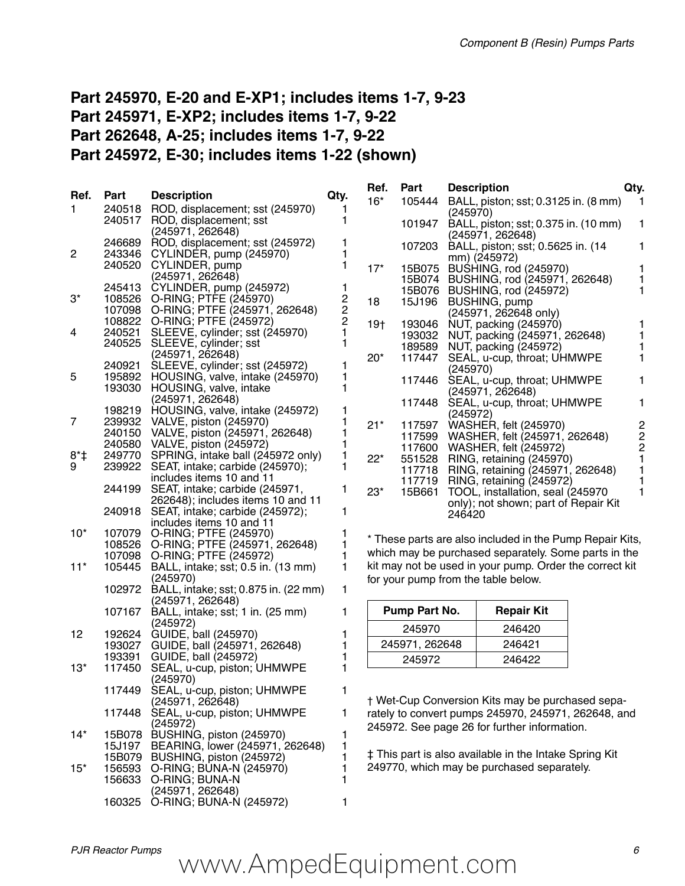## Part 245970, E-20 and E-XP1; includes items 1-7, 9-23
## Part 245971, E-XP2; includes items 1-7, 9-22
## Part 262648, A-25; includes items 1-7, 9-22
## Part 245972, E-30; includes items 1-22 (shown)

| Ref. | Part | Description | Qty. |
|---|---|---|---|
| 1 | 240518 | ROD, displacement; sst (245970) | 1 |
| | 240517 | ROD, displacement; sst (245971, 262648) | 1 |
| | 246689 | ROD, displacement; sst (245972) | 1 |
| 2 | 243346 | CYLINDER, pump (245970) | 1 |
| | 240520 | CYLINDER, pump (245971, 262648) | 1 |
| | 245413 | CYLINDER, pump (245972) | 1 |
| 3* | 108526 | O-RING; PTFE (245970) | 2 |
| | 107098 | O-RING; PTFE (245971, 262648) | 2 |
| | 108822 | O-RING; PTFE (245972) | 2 |
| 4 | 240521 | SLEEVE, cylinder; sst (245970) | 1 |
| | 240525 | SLEEVE, cylinder; sst (245971, 262648) | 1 |
| | 240921 | SLEEVE, cylinder; sst (245972) | 1 |
| 5 | 195892 | HOUSING, valve, intake (245970) | 1 |
| | 193030 | HOUSING, valve, intake (245971, 262648) | 1 |
| | 198219 | HOUSING, valve, intake (245972) | 1 |
| 7 | 239932 | VALVE, piston (245970) | 1 |
| | 240150 | VALVE, piston (245971, 262648) | 1 |
| | 240580 | VALVE, piston (245972) | 1 |
| 8*‡ | 249770 | SPRING, intake ball (245972 only) | 1 |
| 9 | 239922 | SEAT, intake; carbide (245970); includes items 10 and 11 | 1 |
| | 244199 | SEAT, intake; carbide (245971, 262648); includes items 10 and 11 | 1 |
| | 240918 | SEAT, intake; carbide (245972); includes items 10 and 11 | 1 |
| 10* | 107079 | O-RING; PTFE (245970) | 1 |
| | 108526 | O-RING; PTFE (245971, 262648) | 1 |
| | 107098 | O-RING; PTFE (245972) | 1 |
| 11* | 105445 | BALL, intake; sst; 0.5 in. (13 mm) (245970) | 1 |
| | 102972 | BALL, intake; sst; 0.875 in. (22 mm) (245971, 262648) | 1 |
| | 107167 | BALL, intake; sst; 1 in. (25 mm) (245972) | 1 |
| 12 | 192624 | GUIDE, ball (245970) | 1 |
| | 193027 | GUIDE, ball (245971, 262648) | 1 |
| | 193391 | GUIDE, ball (245972) | 1 |
| 13* | 117450 | SEAL, u-cup, piston; UHMWPE (245970) | 1 |
| | 117449 | SEAL, u-cup, piston; UHMWPE (245971, 262648) | 1 |
| | 117448 | SEAL, u-cup, piston; UHMWPE (245972) | 1 |
| 14* | 15B078 | BUSHING, piston (245970) | 1 |
| | 15J197 | BEARING, lower (245971, 262648) | 1 |
| | 15B079 | BUSHING, piston (245972) | 1 |
| 15* | 156593 | O-RING; BUNA-N (245970) | 1 |
| | 156633 | O-RING; BUNA-N (245971, 262648) | 1 |
| | 160325 | O-RING; BUNA-N (245972) | 1 |
| 16* | 105444 | BALL, piston; sst; 0.3125 in. (8 mm) (245970) | 1 |
| | 101947 | BALL, piston; sst; 0.375 in. (10 mm) (245971, 262648) | 1 |
| | 107203 | BALL, piston; sst; 0.5625 in. (14 mm) (245972) | 1 |
| 17* | 15B075 | BUSHING, rod (245970) | 1 |
| | 15B074 | BUSHING, rod (245971, 262648) | 1 |
| | 15B076 | BUSHING, rod (245972) | 1 |
| 18 | 15J196 | BUSHING, pump (245971, 262648 only) | |
| 19† | 193046 | NUT, packing (245970) | 1 |
| | 193032 | NUT, packing (245971, 262648) | 1 |
| | 189589 | NUT, packing (245972) | 1 |
| 20* | 117447 | SEAL, u-cup, throat; UHMWPE (245970) | 1 |
| | 117446 | SEAL, u-cup, throat; UHMWPE (245971, 262648) | 1 |
| | 117448 | SEAL, u-cup, throat; UHMWPE (245972) | 1 |
| 21* | 117597 | WASHER, felt (245970) | 2 |
| | 117599 | WASHER, felt (245971, 262648) | 2 |
| | 117600 | WASHER, felt (245972) | 2 |
| 22* | 551528 | RING, retaining (245970) | 1 |
| | 117718 | RING, retaining (245971, 262648) | 1 |
| | 117719 | RING, retaining (245972) | 1 |
| 23* | 15B661 | TOOL, installation, seal (245970 only); not shown; part of Repair Kit 246420 | 1 |

* These parts are also included in the Pump Repair Kits, which may be purchased separately. Some parts in the kit may not be used in your pump. Order the correct kit for your pump from the table below.

| Pump Part No. | Repair Kit |
|---|---|
| 245970 | 246420 |
| 245971, 262648 | 246421 |
| 245972 | 246422 |

† Wet-Cup Conversion Kits may be purchased separately to convert pumps 245970, 245971, 262648, and 245972. See page 26 for further information.

‡ This part is also available in the Intake Spring Kit 249770, which may be purchased separately.

www.AmpedEquipment.com